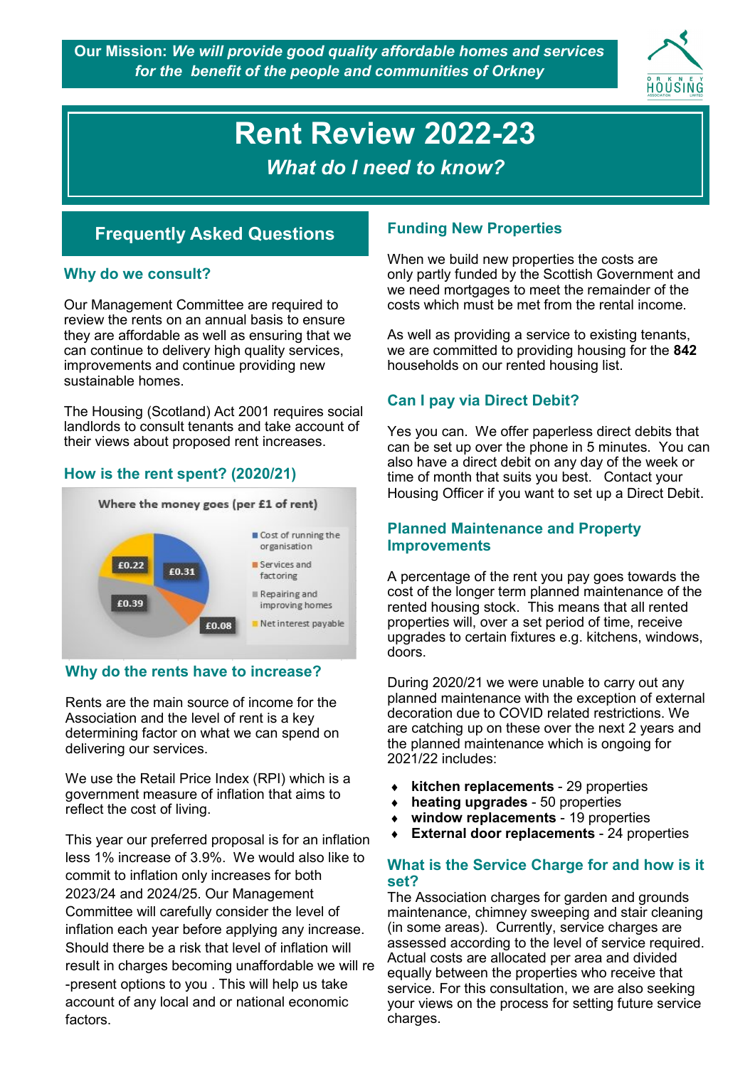**Our Mission:** ***We will provide good quality affordable homes and services for the benefit of the people and communities of Orkney***

# Rent Review 2022-23

***What do I need to know?***

## Frequently Asked Questions

### Why do we consult?

Our Management Committee are required to review the rents on an annual basis to ensure they are affordable as well as ensuring that we can continue to delivery high quality services, improvements and continue providing new sustainable homes.

The Housing (Scotland) Act 2001 requires social landlords to consult tenants and take account of their views about proposed rent increases.

### How is the rent spent? (2020/21)

Where the money goes (per £1 of rent)

| Category | Amount |
|---|---|
| Cost of running the organisation | £0.31 |
| Services and factoring | £0.08 |
| Repairing and improving homes | £0.39 |
| Net interest payable | £0.22 |

### Why do the rents have to increase?

Rents are the main source of income for the Association and the level of rent is a key determining factor on what we can spend on delivering our services.

We use the Retail Price Index (RPI) which is a government measure of inflation that aims to reflect the cost of living.

This year our preferred proposal is for an inflation less 1% increase of 3.9%. We would also like to commit to inflation only increases for both 2023/24 and 2024/25. Our Management Committee will carefully consider the level of inflation each year before applying any increase. Should there be a risk that level of inflation will result in charges becoming unaffordable we will re-present options to you . This will help us take account of any local and or national economic factors.

### Funding New Properties

When we build new properties the costs are only partly funded by the Scottish Government and we need mortgages to meet the remainder of the costs which must be met from the rental income.

As well as providing a service to existing tenants, we are committed to providing housing for the **842** households on our rented housing list.

### Can I pay via Direct Debit?

Yes you can. We offer paperless direct debits that can be set up over the phone in 5 minutes. You can also have a direct debit on any day of the week or time of month that suits you best. Contact your Housing Officer if you want to set up a Direct Debit.

### Planned Maintenance and Property Improvements

A percentage of the rent you pay goes towards the cost of the longer term planned maintenance of the rented housing stock. This means that all rented properties will, over a set period of time, receive upgrades to certain fixtures e.g. kitchens, windows, doors.

During 2020/21 we were unable to carry out any planned maintenance with the exception of external decoration due to COVID related restrictions. We are catching up on these over the next 2 years and the planned maintenance which is ongoing for 2021/22 includes:

- **kitchen replacements** - 29 properties
- **heating upgrades** - 50 properties
- **window replacements** - 19 properties
- **External door replacements** - 24 properties

### What is the Service Charge for and how is it set?

The Association charges for garden and grounds maintenance, chimney sweeping and stair cleaning (in some areas). Currently, service charges are assessed according to the level of service required. Actual costs are allocated per area and divided equally between the properties who receive that service. For this consultation, we are also seeking your views on the process for setting future service charges.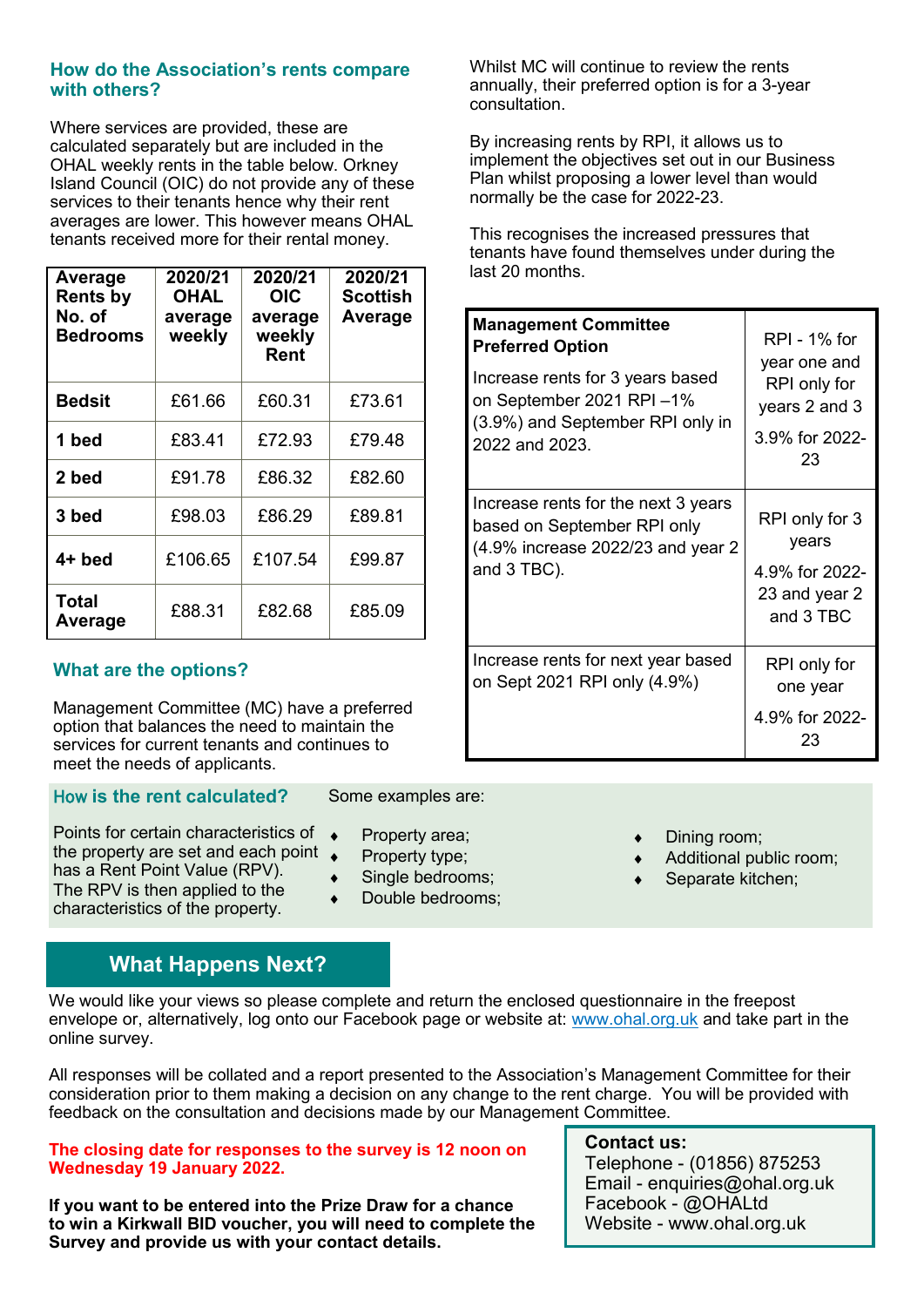## How do the Association's rents compare with others?

Where services are provided, these are calculated separately but are included in the OHAL weekly rents in the table below. Orkney Island Council (OIC) do not provide any of these services to their tenants hence why their rent averages are lower. This however means OHAL tenants received more for their rental money.

| Average Rents by No. of Bedrooms | 2020/21 OHAL average weekly | 2020/21 OIC average weekly Rent | 2020/21 Scottish Average |
|---|---|---|---|
| **Bedsit** | £61.66 | £60.31 | £73.61 |
| **1 bed** | £83.41 | £72.93 | £79.48 |
| **2 bed** | £91.78 | £86.32 | £82.60 |
| **3 bed** | £98.03 | £86.29 | £89.81 |
| **4+ bed** | £106.65 | £107.54 | £99.87 |
| **Total Average** | £88.31 | £82.68 | £85.09 |

## What are the options?

Management Committee (MC) have a preferred option that balances the need to maintain the services for current tenants and continues to meet the needs of applicants.

Whilst MC will continue to review the rents annually, their preferred option is for a 3-year consultation.

By increasing rents by RPI, it allows us to implement the objectives set out in our Business Plan whilst proposing a lower level than would normally be the case for 2022-23.

This recognises the increased pressures that tenants have found themselves under during the last 20 months.

| **Management Committee Preferred Option** Increase rents for 3 years based on September 2021 RPI –1% (3.9%) and September RPI only in 2022 and 2023. | RPI - 1% for year one and RPI only for years 2 and 3 3.9% for 2022-23 |
|---|---|
| Increase rents for the next 3 years based on September RPI only (4.9% increase 2022/23 and year 2 and 3 TBC). | RPI only for 3 years 4.9% for 2022-23 and year 2 and 3 TBC |
| Increase rents for next year based on Sept 2021 RPI only (4.9%) | RPI only for one year 4.9% for 2022-23 |

## How is the rent calculated?

Points for certain characteristics of the property are set and each point has a Rent Point Value (RPV). The RPV is then applied to the characteristics of the property.

Some examples are:

- Property area;
- Property type;
- Single bedrooms;
- Double bedrooms;
- Dining room;
- Additional public room;
- Separate kitchen;

## What Happens Next?

We would like your views so please complete and return the enclosed questionnaire in the freepost envelope or, alternatively, log onto our Facebook page or website at: www.ohal.org.uk and take part in the online survey.

All responses will be collated and a report presented to the Association's Management Committee for their consideration prior to them making a decision on any change to the rent charge. You will be provided with feedback on the consultation and decisions made by our Management Committee.

**The closing date for responses to the survey is 12 noon on Wednesday 19 January 2022.**

**If you want to be entered into the Prize Draw for a chance to win a Kirkwall BID voucher, you will need to complete the Survey and provide us with your contact details.**

**Contact us:**
Telephone - (01856) 875253
Email - enquiries@ohal.org.uk
Facebook - @OHALtd
Website - www.ohal.org.uk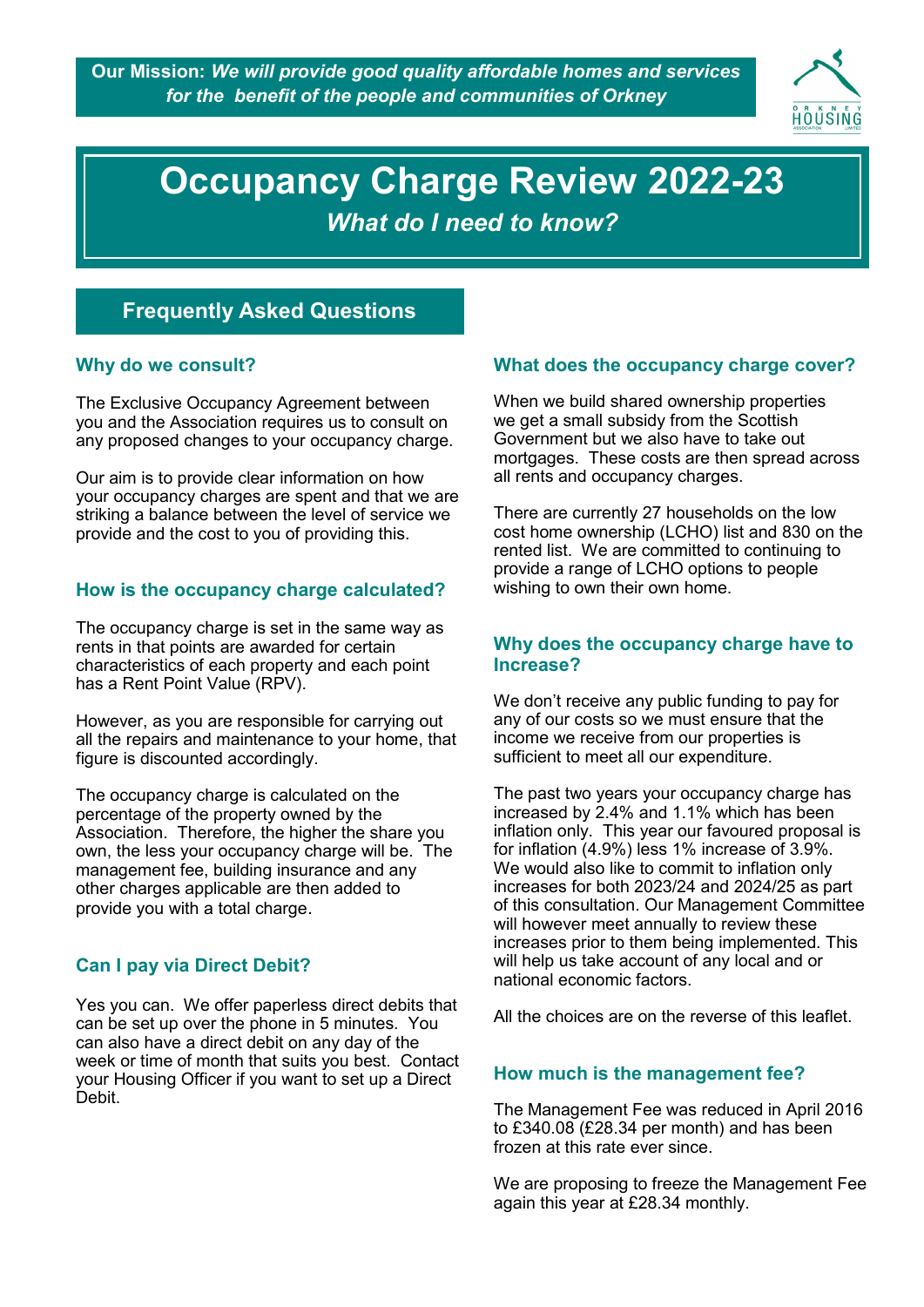**Our Mission:** ***We will provide good quality affordable homes and services for the benefit of the people and communities of Orkney***

# Occupancy Charge Review 2022-23

***What do I need to know?***

## Frequently Asked Questions

### Why do we consult?

The Exclusive Occupancy Agreement between you and the Association requires us to consult on any proposed changes to your occupancy charge.

Our aim is to provide clear information on how your occupancy charges are spent and that we are striking a balance between the level of service we provide and the cost to you of providing this.

### How is the occupancy charge calculated?

The occupancy charge is set in the same way as rents in that points are awarded for certain characteristics of each property and each point has a Rent Point Value (RPV).

However, as you are responsible for carrying out all the repairs and maintenance to your home, that figure is discounted accordingly.

The occupancy charge is calculated on the percentage of the property owned by the Association. Therefore, the higher the share you own, the less your occupancy charge will be. The management fee, building insurance and any other charges applicable are then added to provide you with a total charge.

### Can I pay via Direct Debit?

Yes you can. We offer paperless direct debits that can be set up over the phone in 5 minutes. You can also have a direct debit on any day of the week or time of month that suits you best. Contact your Housing Officer if you want to set up a Direct Debit.

### What does the occupancy charge cover?

When we build shared ownership properties we get a small subsidy from the Scottish Government but we also have to take out mortgages. These costs are then spread across all rents and occupancy charges.

There are currently 27 households on the low cost home ownership (LCHO) list and 830 on the rented list. We are committed to continuing to provide a range of LCHO options to people wishing to own their own home.

### Why does the occupancy charge have to Increase?

We don't receive any public funding to pay for any of our costs so we must ensure that the income we receive from our properties is sufficient to meet all our expenditure.

The past two years your occupancy charge has increased by 2.4% and 1.1% which has been inflation only. This year our favoured proposal is for inflation (4.9%) less 1% increase of 3.9%. We would also like to commit to inflation only increases for both 2023/24 and 2024/25 as part of this consultation. Our Management Committee will however meet annually to review these increases prior to them being implemented. This will help us take account of any local and or national economic factors.

All the choices are on the reverse of this leaflet.

### How much is the management fee?

The Management Fee was reduced in April 2016 to £340.08 (£28.34 per month) and has been frozen at this rate ever since.

We are proposing to freeze the Management Fee again this year at £28.34 monthly.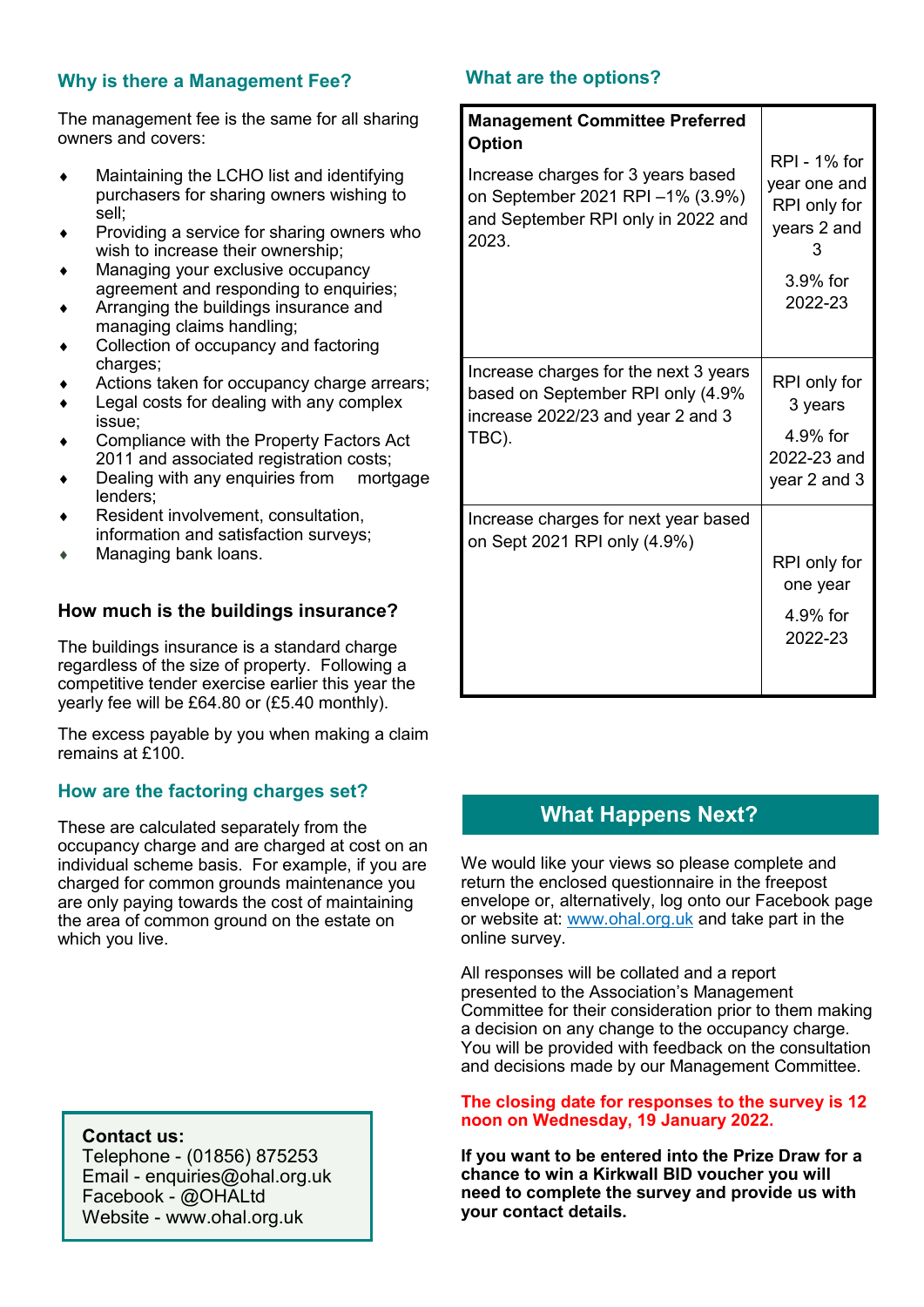## Why is there a Management Fee?

The management fee is the same for all sharing owners and covers:

- Maintaining the LCHO list and identifying purchasers for sharing owners wishing to sell;
- Providing a service for sharing owners who wish to increase their ownership;
- Managing your exclusive occupancy agreement and responding to enquiries;
- Arranging the buildings insurance and managing claims handling;
- Collection of occupancy and factoring charges;
- Actions taken for occupancy charge arrears;
- Legal costs for dealing with any complex issue;
- Compliance with the Property Factors Act 2011 and associated registration costs;
- Dealing with any enquiries from mortgage lenders;
- Resident involvement, consultation, information and satisfaction surveys;
- Managing bank loans.

### How much is the buildings insurance?

The buildings insurance is a standard charge regardless of the size of property. Following a competitive tender exercise earlier this year the yearly fee will be £64.80 or (£5.40 monthly).

The excess payable by you when making a claim remains at £100.

## How are the factoring charges set?

These are calculated separately from the occupancy charge and are charged at cost on an individual scheme basis. For example, if you are charged for common grounds maintenance you are only paying towards the cost of maintaining the area of common ground on the estate on which you live.

## What are the options?

| | |
|---|---|
| **Management Committee Preferred Option**<br><br>Increase charges for 3 years based on September 2021 RPI –1% (3.9%) and September RPI only in 2022 and 2023. | RPI - 1% for year one and RPI only for years 2 and 3<br><br>3.9% for 2022-23 |
| Increase charges for the next 3 years based on September RPI only (4.9% increase 2022/23 and year 2 and 3 TBC). | RPI only for 3 years<br><br>4.9% for 2022-23 and year 2 and 3 |
| Increase charges for next year based on Sept 2021 RPI only (4.9%) | RPI only for one year<br><br>4.9% for 2022-23 |

## What Happens Next?

We would like your views so please complete and return the enclosed questionnaire in the freepost envelope or, alternatively, log onto our Facebook page or website at: www.ohal.org.uk and take part in the online survey.

All responses will be collated and a report presented to the Association's Management Committee for their consideration prior to them making a decision on any change to the occupancy charge. You will be provided with feedback on the consultation and decisions made by our Management Committee.

**The closing date for responses to the survey is 12 noon on Wednesday, 19 January 2022.**

**If you want to be entered into the Prize Draw for a chance to win a Kirkwall BID voucher you will need to complete the survey and provide us with your contact details.**

**Contact us:**
Telephone - (01856) 875253
Email - enquiries@ohal.org.uk
Facebook - @OHALtd
Website - www.ohal.org.uk